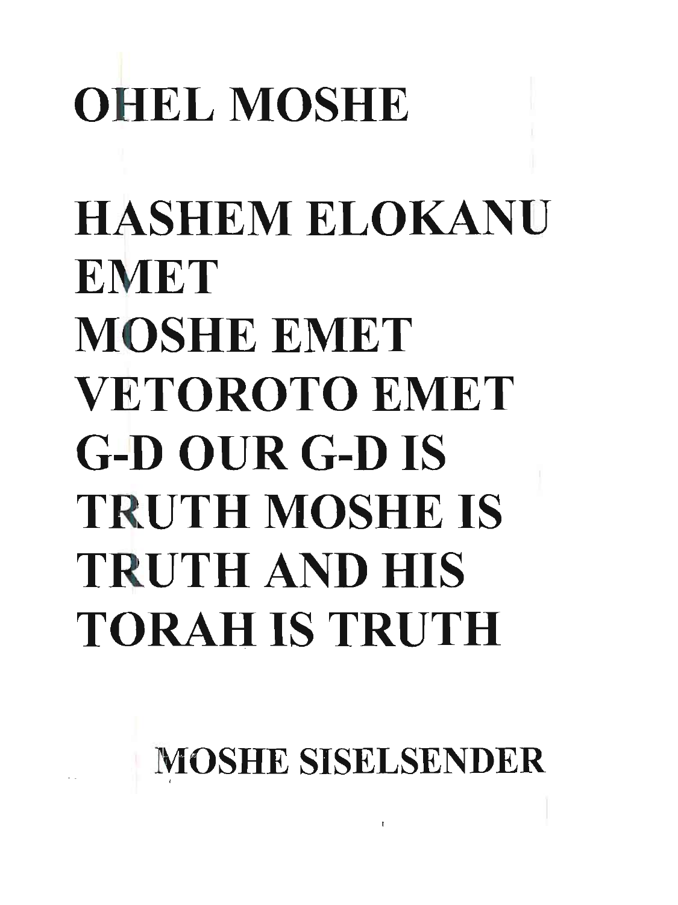# OHEL MOSHE

## HASHEM ELOKANU EMET MOSHE EMET VETOROTO EMET G-D OUR G-D IS TRUTH MOSHE IS TRUTH AND HIS TORAH IS TRUTH

### MOSHE SISELSENDER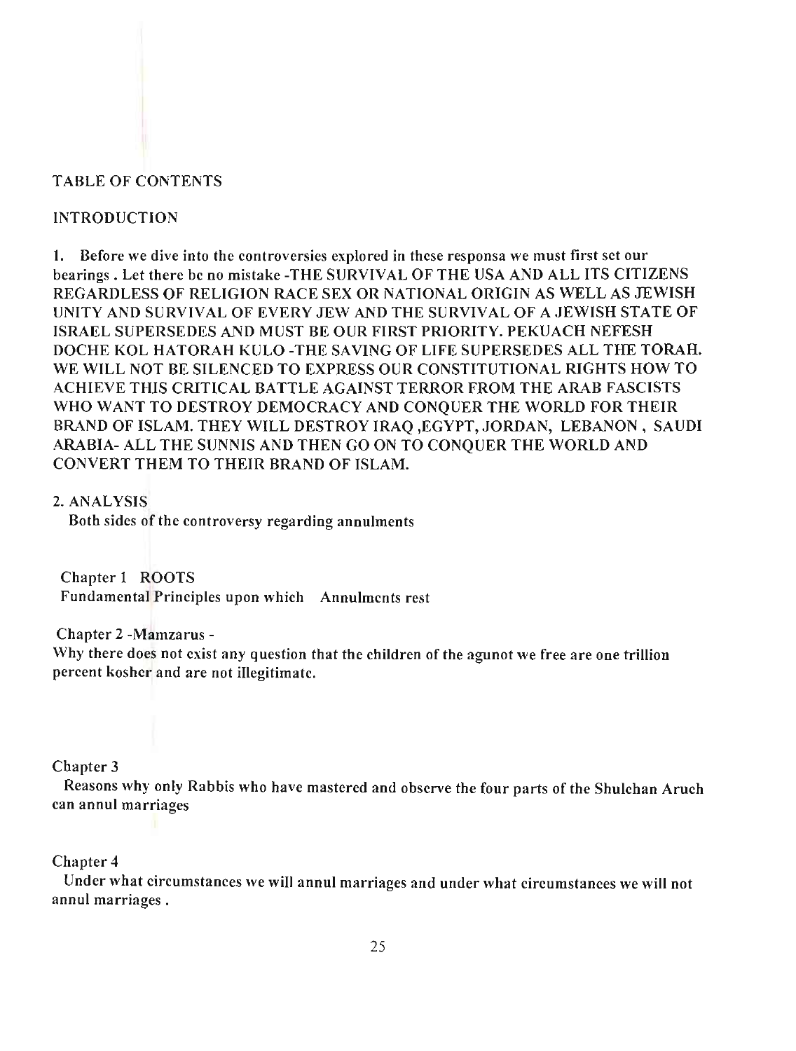TABLE OF CONTENTS

INTRODUCTION

1. Before we dive into the controversies explored in these responsa we must first set our bearings . Let there be no mistake -THE SURVIVAL OF THE USA AND ALL ITS CITIZENS REGARDLESS OF RELIGION RACE SEX OR NATIONAL ORIGIN AS WELL AS JEWISH UNITY AND SURVIVAL OF EVERY JEW AND THE SURVIVAL OF A JEWISH STATE OF ISRAEL SUPERSEDES AND MUST BE OUR FIRST PRIORITY. PEKUACH NEFESH DOCHE KOL HATORAH KULO -THE SAVING OF LIFE SUPERSEDES ALL THE TORAH. WE WILL NOT BE SILENCED TO EXPRESS OUR CONSTITUTIONAL RIGHTS HOW TO ACHIEVE THIS CRITICAL BATTLE AGAINST TERROR FROM THE ARAB FASCISTS WHO WANT TO DESTROY DEMOCRACY AND CONQUER THE WORLD FOR THEIR BRAND OF ISLAM. THEY WILL DESTROY IRAQ ,EGYPT, JORDAN, LEBANON , SAUDI ARABIA- ALL THE SUNNIS AND THEN GO ON TO CONQUER THE WORLD AND CONVERT THEM TO THEIR BRAND OF ISLAM.

2. ANALYSIS
Both sides of the controversy regarding annulments

Chapter 1 ROOTS
Fundamental Principles upon which Annulments rest

Chapter 2 -Mamzarus -
Why there does not exist any question that the children of the agunot we free are one trillion percent kosher and are not illegitimate.

Chapter 3
Reasons why only Rabbis who have mastered and observe the four parts of the Shulchan Aruch can annul marriages

Chapter 4
Under what circumstances we will annul marriages and under what circumstances we will not annul marriages .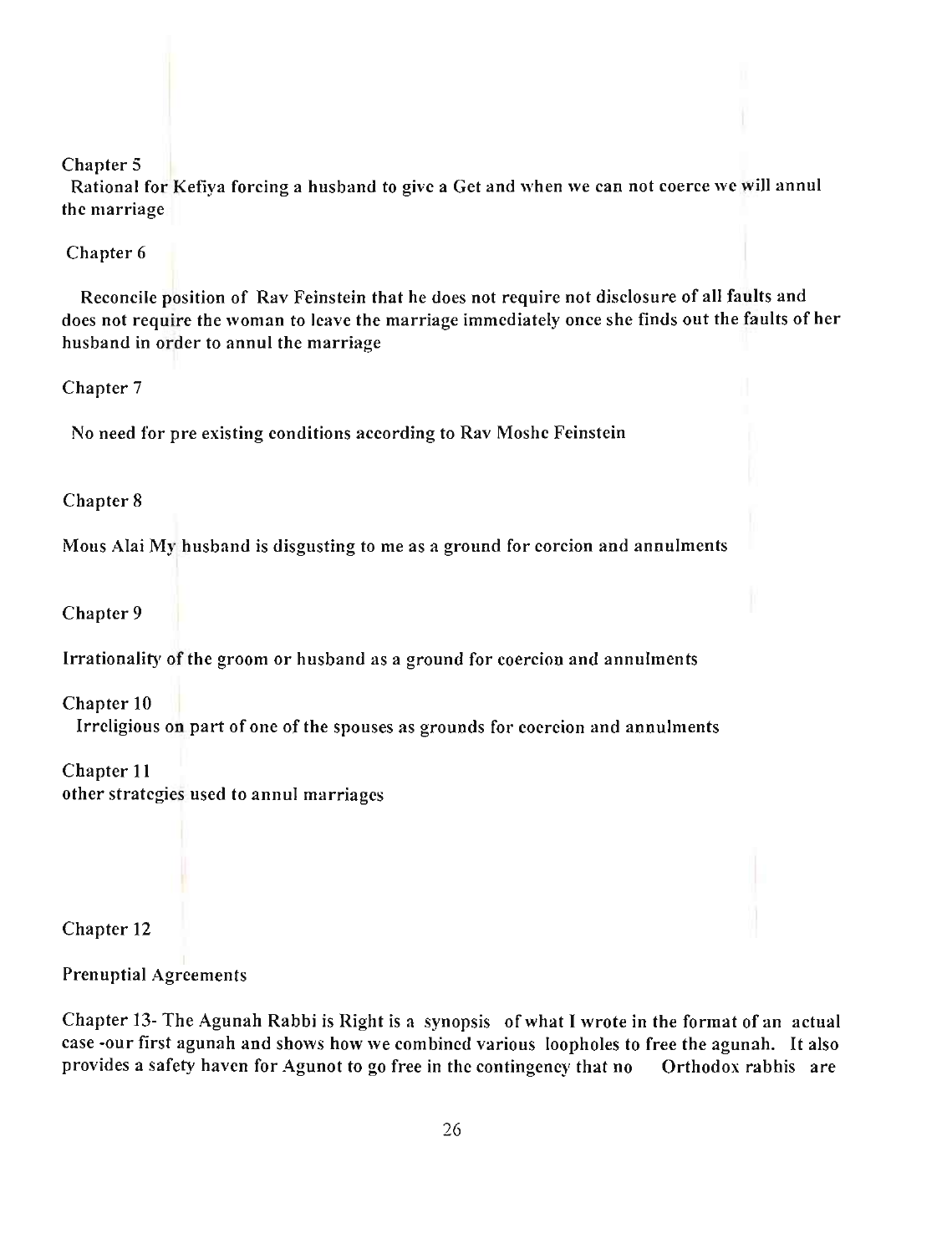Chapter 5

Rational for Kefiya forcing a husband to give a Get and when we can not coerce we will annul the marriage

Chapter 6

Reconcile position of Rav Feinstein that he does not require not disclosure of all faults and does not require the woman to leave the marriage immediately once she finds out the faults of her husband in order to annul the marriage

Chapter 7

No need for pre existing conditions according to Rav Moshe Feinstein

Chapter 8

Mous Alai My husband is disgusting to me as a ground for corcion and annulments

Chapter 9

Irrationality of the groom or husband as a ground for coercion and annulments

Chapter 10

Irreligious on part of one of the spouses as grounds for coercion and annulments

Chapter 11

other strategies used to annul marriages

Chapter 12

Prenuptial Agreements

Chapter 13- The Agunah Rabbi is Right is a synopsis of what I wrote in the format of an actual case -our first agunah and shows how we combined various loopholes to free the agunah. It also provides a safety haven for Agunot to go free in the contingency that no Orthodox rabbis are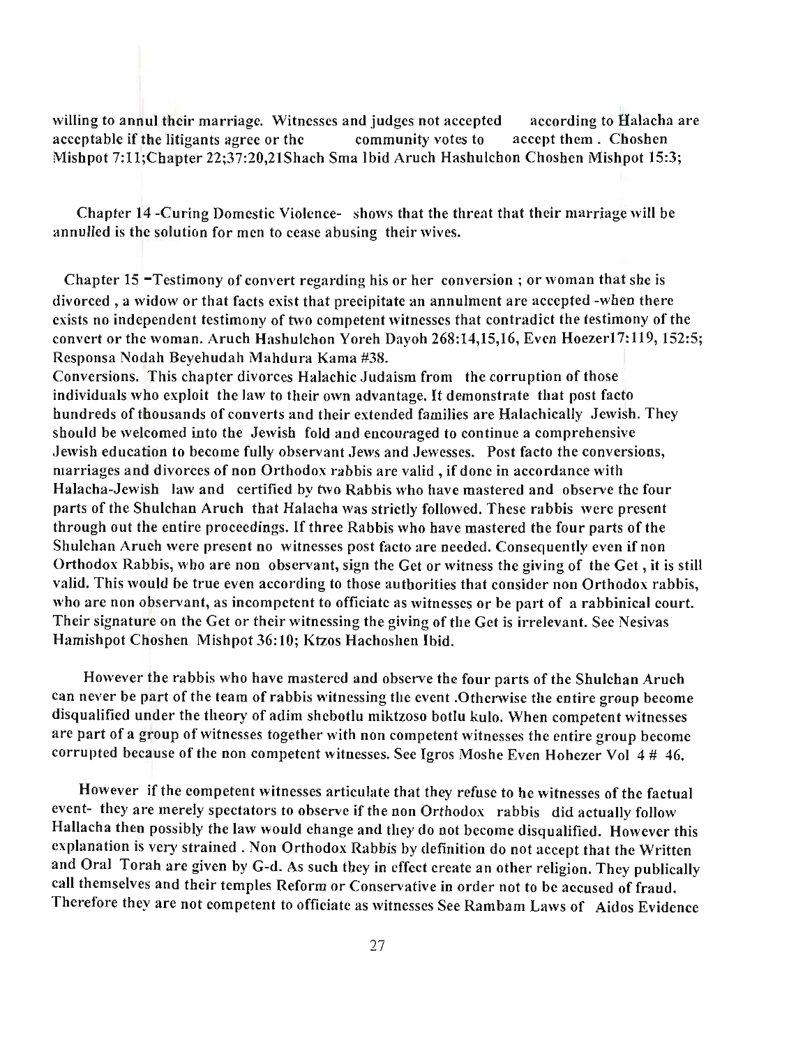willing to annul their marriage. Witnesses and judges not accepted according to Halacha are acceptable if the litigants agree or the community votes to accept them . Choshen Mishpot 7:11;Chapter 22;37:20,21Shach Sma Ibid Aruch Hashulchon Choshen Mishpot 15:3;

Chapter 14 -Curing Domestic Violence- shows that the threat that their marriage will be annulled is the solution for men to cease abusing their wives.

Chapter 15 -Testimony of convert regarding his or her conversion ; or woman that she is divorced , a widow or that facts exist that precipitate an annulment are accepted -when there exists no independent testimony of two competent witnesses that contradict the testimony of the convert or the woman. Aruch Hashulchon Yoreh Dayoh 268:14,15,16, Even Hoezer17:119, 152:5; Responsa Nodah Beyehudah Mahdura Kama #38.

Conversions. This chapter divorces Halachic Judaism from the corruption of those individuals who exploit the law to their own advantage. It demonstrate that post facto hundreds of thousands of converts and their extended families are Halachically Jewish. They should be welcomed into the Jewish fold and encouraged to continue a comprehensive Jewish education to become fully observant Jews and Jewesses. Post facto the conversions, marriages and divorces of non Orthodox rabbis are valid , if done in accordance with Halacha-Jewish law and certified by two Rabbis who have mastered and observe the four parts of the Shulchan Aruch that Halacha was strictly followed. These rabbis were present through out the entire proceedings. If three Rabbis who have mastered the four parts of the Shulchan Aruch were present no witnesses post facto are needed. Consequently even if non Orthodox Rabbis, who are non observant, sign the Get or witness the giving of the Get , it is still valid. This would be true even according to those authorities that consider non Orthodox rabbis, who are non observant, as incompetent to officiate as witnesses or be part of a rabbinical court. Their signature on the Get or their witnessing the giving of the Get is irrelevant. See Nesivas Hamishpot Choshen Mishpot 36:10; Ktzos Hachoshen Ibid.

However the rabbis who have mastered and observe the four parts of the Shulchan Aruch can never be part of the team of rabbis witnessing the event .Otherwise the entire group become disqualified under the theory of adim shebotlu miktzoso botlu kulo. When competent witnesses are part of a group of witnesses together with non competent witnesses the entire group become corrupted because of the non competent witnesses. See Igros Moshe Even Hohezer Vol 4 # 46.

However if the competent witnesses articulate that they refuse to be witnesses of the factual event- they are merely spectators to observe if the non Orthodox rabbis did actually follow Hallacha then possibly the law would change and they do not become disqualified. However this explanation is very strained . Non Orthodox Rabbis by definition do not accept that the Written and Oral Torah are given by G-d. As such they in effect create an other religion. They publically call themselves and their temples Reform or Conservative in order not to be accused of fraud. Therefore they are not competent to officiate as witnesses See Rambam Laws of Aidos Evidence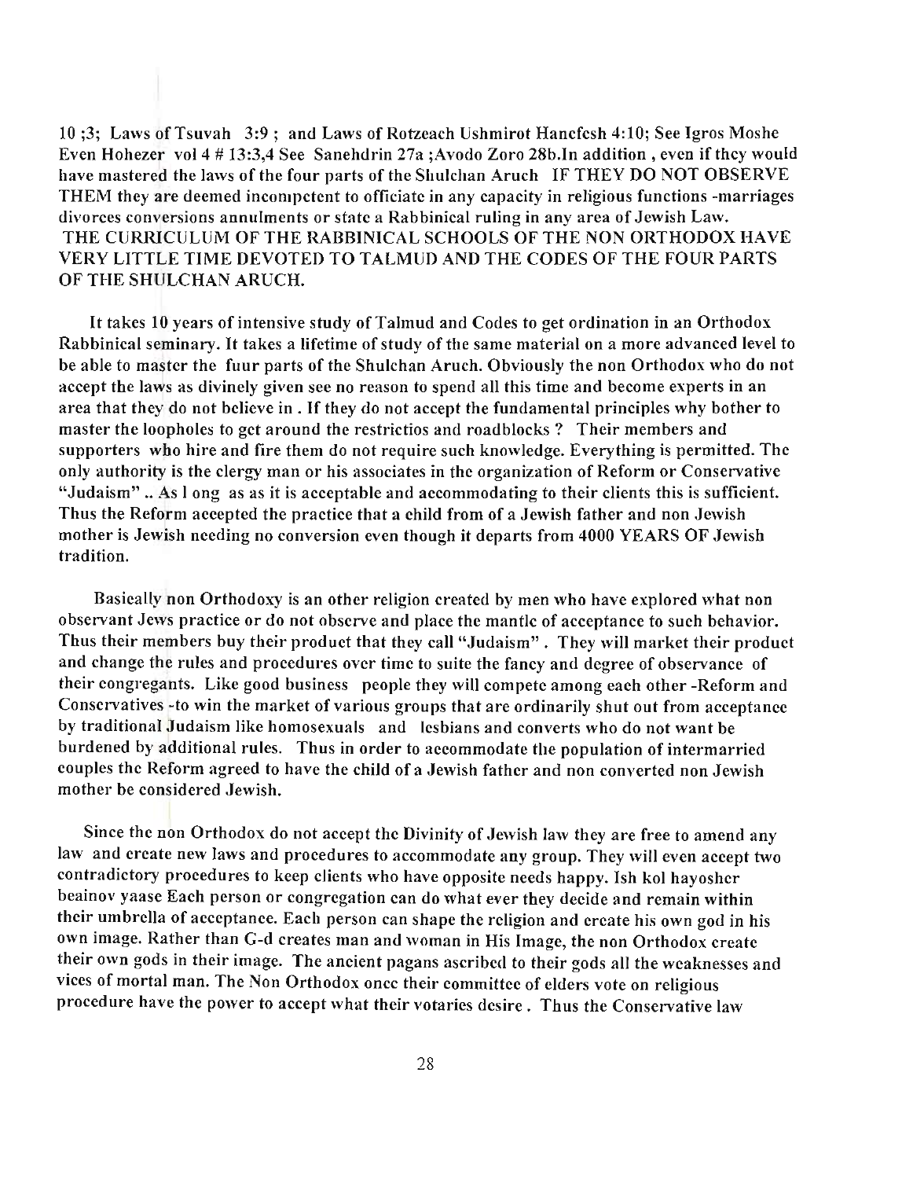10 ;3; Laws of Tsuvah 3:9 ; and Laws of Rotzeach Ushmirot Hanefesh 4:10; See Igros Moshe Even Hohezer vol 4 # 13:3,4 See Sanehdrin 27a ;Avodo Zoro 28b.In addition , even if they would have mastered the laws of the four parts of the Shulchan Aruch IF THEY DO NOT OBSERVE THEM they are deemed incompetent to officiate in any capacity in religious functions -marriages divorces conversions annulments or state a Rabbinical ruling in any area of Jewish Law.

THE CURRICULUM OF THE RABBINICAL SCHOOLS OF THE NON ORTHODOX HAVE VERY LITTLE TIME DEVOTED TO TALMUD AND THE CODES OF THE FOUR PARTS OF THE SHULCHAN ARUCH.

It takes 10 years of intensive study of Talmud and Codes to get ordination in an Orthodox Rabbinical seminary. It takes a lifetime of study of the same material on a more advanced level to be able to master the fuur parts of the Shulchan Aruch. Obviously the non Orthodox who do not accept the laws as divinely given see no reason to spend all this time and become experts in an area that they do not believe in . If they do not accept the fundamental principles why bother to master the loopholes to get around the restrictios and roadblocks ? Their members and supporters who hire and fire them do not require such knowledge. Everything is permitted. The only authority is the clergy man or his associates in the organization of Reform or Conservative "Judaism" .. As l ong as as it is acceptable and accommodating to their clients this is sufficient. Thus the Reform accepted the practice that a child from of a Jewish father and non Jewish mother is Jewish needing no conversion even though it departs from 4000 YEARS OF Jewish tradition.

Basically non Orthodoxy is an other religion created by men who have explored what non observant Jews practice or do not observe and place the mantle of acceptance to such behavior. Thus their members buy their product that they call "Judaism" . They will market their product and change the rules and procedures over time to suite the fancy and degree of observance of their congregants. Like good business people they will compete among each other -Reform and Conservatives -to win the market of various groups that are ordinarily shut out from acceptance by traditional Judaism like homosexuals and lesbians and converts who do not want be burdened by additional rules. Thus in order to accommodate the population of intermarried couples the Reform agreed to have the child of a Jewish father and non converted non Jewish mother be considered Jewish.

Since the non Orthodox do not accept the Divinity of Jewish law they are free to amend any law and create new laws and procedures to accommodate any group. They will even accept two contradictory procedures to keep clients who have opposite needs happy. Ish kol hayosher beainov yaase Each person or congregation can do what ever they decide and remain within their umbrella of acceptance. Each person can shape the religion and create his own god in his own image. Rather than G-d creates man and woman in His Image, the non Orthodox create their own gods in their image. The ancient pagans ascribed to their gods all the weaknesses and vices of mortal man. The Non Orthodox once their committee of elders vote on religious procedure have the power to accept what their votaries desire . Thus the Conservative law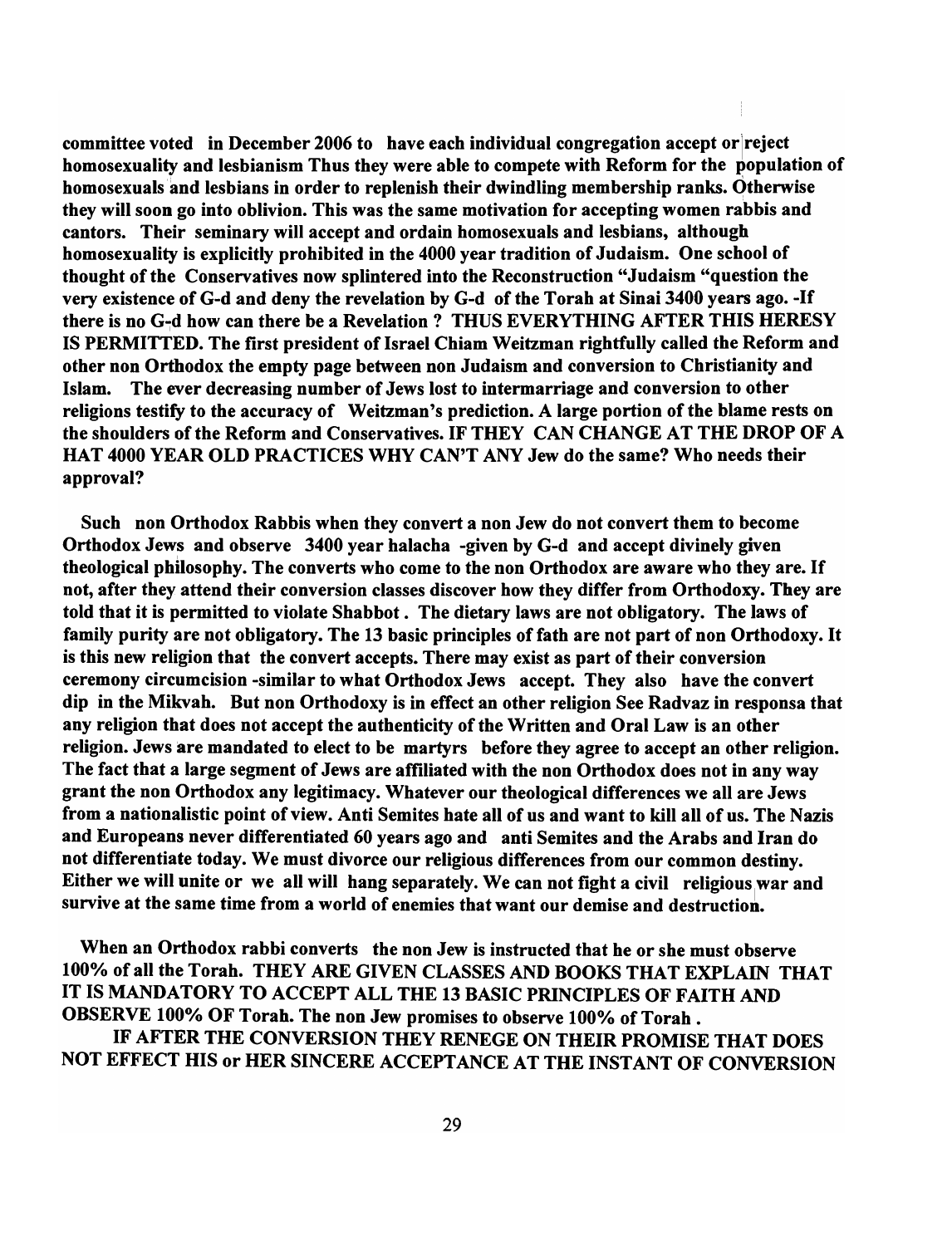**committee voted in December 2006 to have each individual congregation accept or reject homosexuality and lesbianism Thus they were able to compete with Reform for the population of homosexuals and lesbians in order to replenish their dwindling membership ranks. Otherwise they will soon go into oblivion. This was the same motivation for accepting women rabbis and cantors. Their seminary will accept and ordain homosexuals and lesbians, although homosexuality is explicitly prohibited in the 4000 year tradition of Judaism. One school of thought of the Conservatives now splintered into the Reconstruction "Judaism "question the very existence of G-d and deny the revelation by G-d of the Torah at Sinai 3400 years ago. -If there is no G-d how can there be a Revelation ? THUS EVERYTHING AFTER THIS HERESY IS PERMITTED. The first president of Israel Chiam Weitzman rightfully called the Reform and other non Orthodox the empty page between non Judaism and conversion to Christianity and Islam. The ever decreasing number of Jews lost to intermarriage and conversion to other religions testify to the accuracy of Weitzman's prediction. A large portion of the blame rests on the shoulders of the Reform and Conservatives. IF THEY CAN CHANGE AT THE DROP OF A HAT 4000 YEAR OLD PRACTICES WHY CAN'T ANY Jew do the same? Who needs their approval?**

**Such non Orthodox Rabbis when they convert a non Jew do not convert them to become Orthodox Jews and observe 3400 year halacha -given by G-d and accept divinely given theological philosophy. The converts who come to the non Orthodox are aware who they are. If not, after they attend their conversion classes discover how they differ from Orthodoxy. They are told that it is permitted to violate Shabbot . The dietary laws are not obligatory. The laws of family purity are not obligatory. The 13 basic principles of fath are not part of non Orthodoxy. It is this new religion that the convert accepts. There may exist as part of their conversion ceremony circumcision -similar to what Orthodox Jews accept. They also have the convert dip in the Mikvah. But non Orthodoxy is in effect an other religion See Radvaz in responsa that any religion that does not accept the authenticity of the Written and Oral Law is an other religion. Jews are mandated to elect to be martyrs before they agree to accept an other religion. The fact that a large segment of Jews are affiliated with the non Orthodox does not in any way grant the non Orthodox any legitimacy. Whatever our theological differences we all are Jews from a nationalistic point of view. Anti Semites hate all of us and want to kill all of us. The Nazis and Europeans never differentiated 60 years ago and anti Semites and the Arabs and Iran do not differentiate today. We must divorce our religious differences from our common destiny. Either we will unite or we all will hang separately. We can not fight a civil religious war and survive at the same time from a world of enemies that want our demise and destruction.**

**When an Orthodox rabbi converts the non Jew is instructed that he or she must observe 100% of all the Torah. THEY ARE GIVEN CLASSES AND BOOKS THAT EXPLAIN THAT IT IS MANDATORY TO ACCEPT ALL THE 13 BASIC PRINCIPLES OF FAITH AND OBSERVE 100% OF Torah. The non Jew promises to observe 100% of Torah .**

**IF AFTER THE CONVERSION THEY RENEGE ON THEIR PROMISE THAT DOES NOT EFFECT HIS or HER SINCERE ACCEPTANCE AT THE INSTANT OF CONVERSION**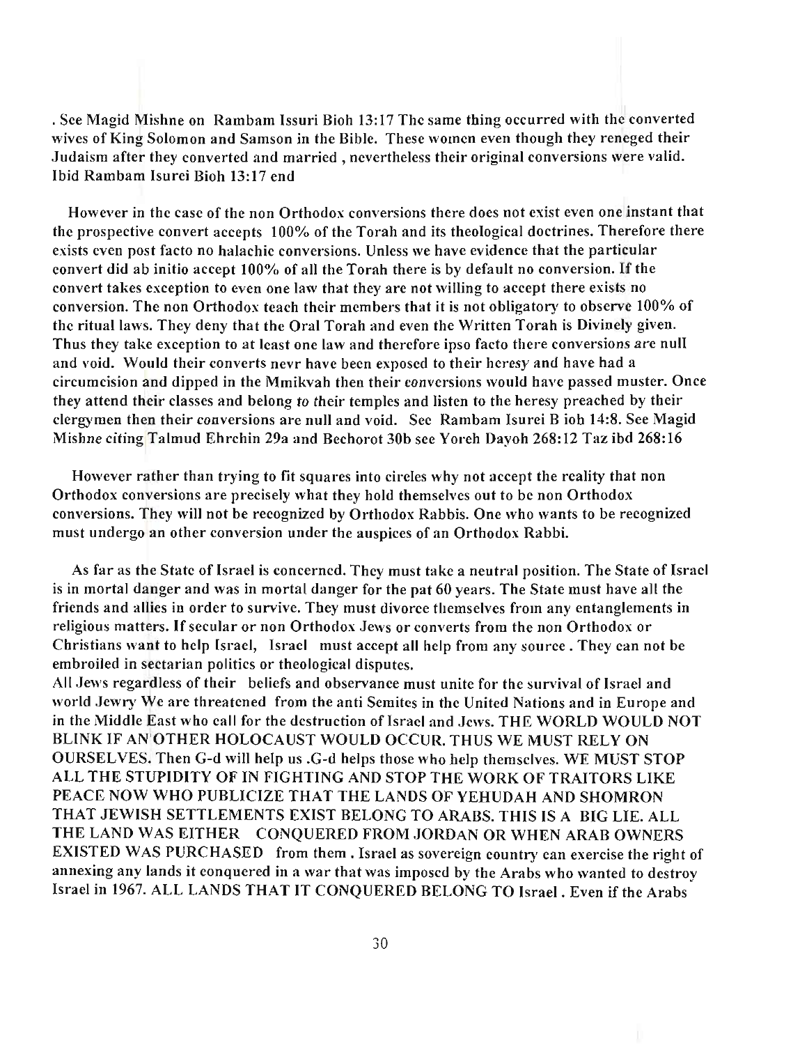. See Magid Mishne on Rambam Issuri Bioh 13:17 The same thing occurred with the converted wives of King Solomon and Samson in the Bible. These women even though they reneged their Judaism after they converted and married , nevertheless their original conversions were valid. Ibid Rambam Isurei Bioh 13:17 end

However in the case of the non Orthodox conversions there does not exist even one instant that the prospective convert accepts 100% of the Torah and its theological doctrines. Therefore there exists even post facto no halachic conversions. Unless we have evidence that the particular convert did ab initio accept 100% of all the Torah there is by default no conversion. If the convert takes exception to even one law that they are not willing to accept there exists no conversion. The non Orthodox teach their members that it is not obligatory to observe 100% of the ritual laws. They deny that the Oral Torah and even the Written Torah is Divinely given. Thus they take exception to at least one law and therefore ipso facto there conversions are null and void. Would their converts nevr have been exposed to their heresy and have had a circumcision and dipped in the Mmikvah then their conversions would have passed muster. Once they attend their classes and belong to their temples and listen to the heresy preached by their clergymen then their conversions are null and void. See Rambam Isurei B ioh 14:8. See Magid Mishne citing Talmud Ehrchin 29a and Bechorot 30b see Yoreh Dayoh 268:12 Taz ibd 268:16

However rather than trying to fit squares into circles why not accept the reality that non Orthodox conversions are precisely what they hold themselves out to be non Orthodox conversions. They will not be recognized by Orthodox Rabbis. One who wants to be recognized must undergo an other conversion under the auspices of an Orthodox Rabbi.

As far as the State of Israel is concerned. They must take a neutral position. The State of Israel is in mortal danger and was in mortal danger for the pat 60 years. The State must have all the friends and allies in order to survive. They must divorce themselves from any entanglements in religious matters. If secular or non Orthodox Jews or converts from the non Orthodox or Christians want to help Israel, Israel must accept all help from any source . They can not be embroiled in sectarian politics or theological disputes.

All Jews regardless of their beliefs and observance must unite for the survival of Israel and world Jewry We are threatened from the anti Semites in the United Nations and in Europe and in the Middle East who call for the destruction of Israel and Jews. THE WORLD WOULD NOT BLINK IF AN OTHER HOLOCAUST WOULD OCCUR. THUS WE MUST RELY ON OURSELVES. Then G-d will help us .G-d helps those who help themselves. WE MUST STOP ALL THE STUPIDITY OF IN FIGHTING AND STOP THE WORK OF TRAITORS LIKE PEACE NOW WHO PUBLICIZE THAT THE LANDS OF YEHUDAH AND SHOMRON THAT JEWISH SETTLEMENTS EXIST BELONG TO ARABS. THIS IS A BIG LIE. ALL THE LAND WAS EITHER CONQUERED FROM JORDAN OR WHEN ARAB OWNERS EXISTED WAS PURCHASED from them . Israel as sovereign country can exercise the right of annexing any lands it conquered in a war that was imposed by the Arabs who wanted to destroy Israel in 1967. ALL LANDS THAT IT CONQUERED BELONG TO Israel . Even if the Arabs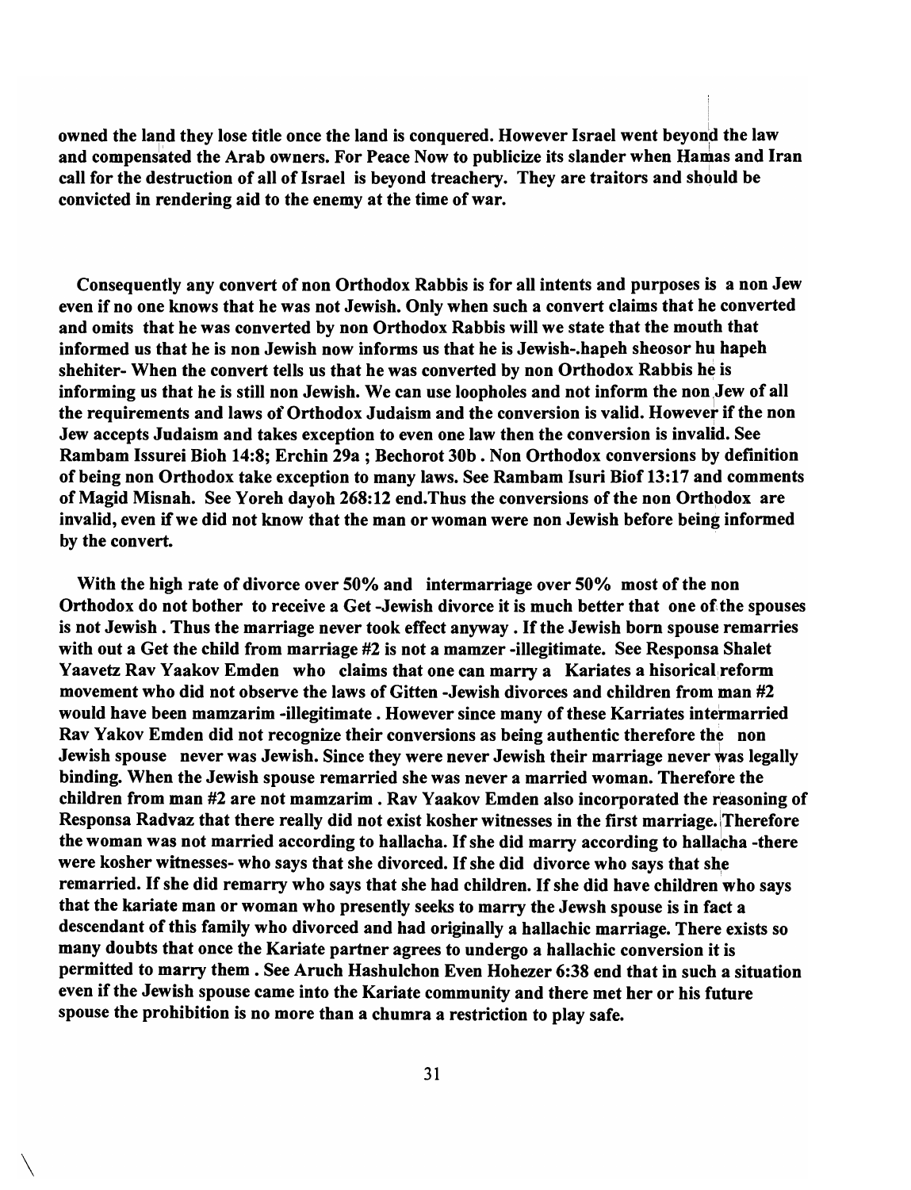**owned the land they lose title once the land is conquered. However Israel went beyond the law and compensated the Arab owners. For Peace Now to publicize its slander when Hamas and Iran call for the destruction of all of Israel is beyond treachery. They are traitors and should be convicted in rendering aid to the enemy at the time of war.**

**Consequently any convert of non Orthodox Rabbis is for all intents and purposes is a non Jew even if no one knows that he was not Jewish. Only when such a convert claims that he converted and omits that he was converted by non Orthodox Rabbis will we state that the mouth that informed us that he is non Jewish now informs us that he is Jewish-.hapeh sheosor hu hapeh shehiter- When the convert tells us that he was converted by non Orthodox Rabbis he is informing us that he is still non Jewish. We can use loopholes and not inform the non Jew of all the requirements and laws of Orthodox Judaism and the conversion is valid. However if the non Jew accepts Judaism and takes exception to even one law then the conversion is invalid. See Rambam Issurei Bioh 14:8; Erchin 29a ; Bechorot 30b . Non Orthodox conversions by definition of being non Orthodox take exception to many laws. See Rambam Isuri Biof 13:17 and comments of Magid Misnah. See Yoreh dayoh 268:12 end.Thus the conversions of the non Orthodox are invalid, even if we did not know that the man or woman were non Jewish before being informed by the convert.**

**With the high rate of divorce over 50% and intermarriage over 50% most of the non Orthodox do not bother to receive a Get -Jewish divorce it is much better that one of the spouses is not Jewish . Thus the marriage never took effect anyway . If the Jewish born spouse remarries with out a Get the child from marriage #2 is not a mamzer -illegitimate. See Responsa Shalet Yaavetz Rav Yaakov Emden who claims that one can marry a Kariates a hisorical reform movement who did not observe the laws of Gitten -Jewish divorces and children from man #2 would have been mamzarim -illegitimate . However since many of these Karriates intermarried Rav Yakov Emden did not recognize their conversions as being authentic therefore the non Jewish spouse never was Jewish. Since they were never Jewish their marriage never was legally binding. When the Jewish spouse remarried she was never a married woman. Therefore the children from man #2 are not mamzarim . Rav Yaakov Emden also incorporated the reasoning of Responsa Radvaz that there really did not exist kosher witnesses in the first marriage. Therefore the woman was not married according to hallacha. If she did marry according to hallacha -there were kosher witnesses- who says that she divorced. If she did divorce who says that she remarried. If she did remarry who says that she had children. If she did have children who says that the kariate man or woman who presently seeks to marry the Jewsh spouse is in fact a descendant of this family who divorced and had originally a hallachic marriage. There exists so many doubts that once the Kariate partner agrees to undergo a hallachic conversion it is permitted to marry them . See Aruch Hashulchon Even Hohezer 6:38 end that in such a situation even if the Jewish spouse came into the Kariate community and there met her or his future spouse the prohibition is no more than a chumra a restriction to play safe.**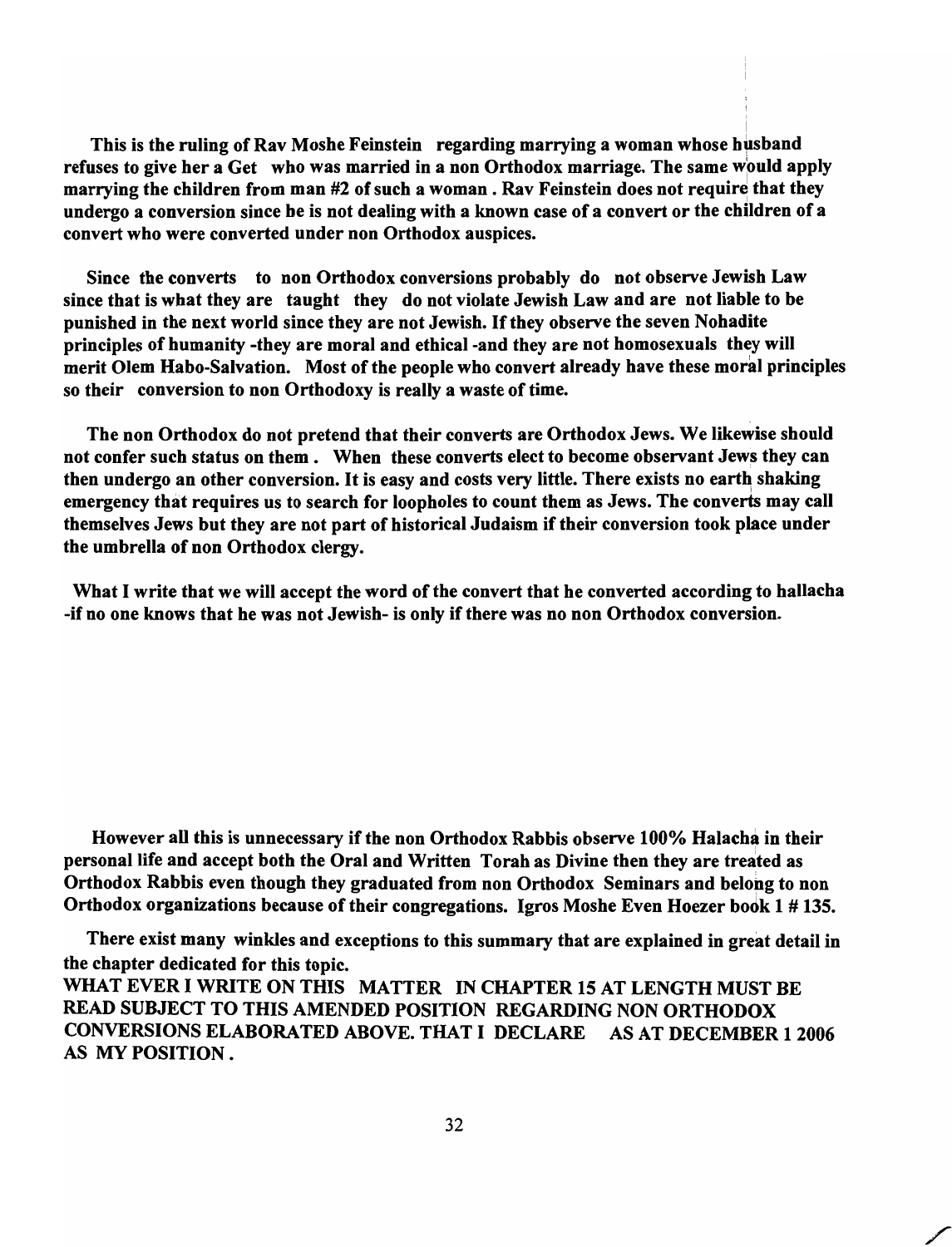**This is the ruling of Rav Moshe Feinstein regarding marrying a woman whose husband refuses to give her a Get who was married in a non Orthodox marriage. The same would apply marrying the children from man #2 of such a woman . Rav Feinstein does not require that they undergo a conversion since he is not dealing with a known case of a convert or the children of a convert who were converted under non Orthodox auspices.**

**Since the converts to non Orthodox conversions probably do not observe Jewish Law since that is what they are taught they do not violate Jewish Law and are not liable to be punished in the next world since they are not Jewish. If they observe the seven Nohadite principles of humanity -they are moral and ethical -and they are not homosexuals they will merit Olem Habo-Salvation. Most of the people who convert already have these moral principles so their conversion to non Orthodoxy is really a waste of time.**

**The non Orthodox do not pretend that their converts are Orthodox Jews. We likewise should not confer such status on them . When these converts elect to become observant Jews they can then undergo an other conversion. It is easy and costs very little. There exists no earth shaking emergency that requires us to search for loopholes to count them as Jews. The converts may call themselves Jews but they are not part of historical Judaism if their conversion took place under the umbrella of non Orthodox clergy.**

**What I write that we will accept the word of the convert that he converted according to hallacha -if no one knows that he was not Jewish- is only if there was no non Orthodox conversion.**

**However all this is unnecessary if the non Orthodox Rabbis observe 100% Halacha in their personal life and accept both the Oral and Written Torah as Divine then they are treated as Orthodox Rabbis even though they graduated from non Orthodox Seminars and belong to non Orthodox organizations because of their congregations. Igros Moshe Even Hoezer book 1 # 135.**

**There exist many winkles and exceptions to this summary that are explained in great detail in the chapter dedicated for this topic.**

**WHAT EVER I WRITE ON THIS MATTER IN CHAPTER 15 AT LENGTH MUST BE READ SUBJECT TO THIS AMENDED POSITION REGARDING NON ORTHODOX CONVERSIONS ELABORATED ABOVE. THAT I DECLARE AS AT DECEMBER 1 2006 AS MY POSITION .**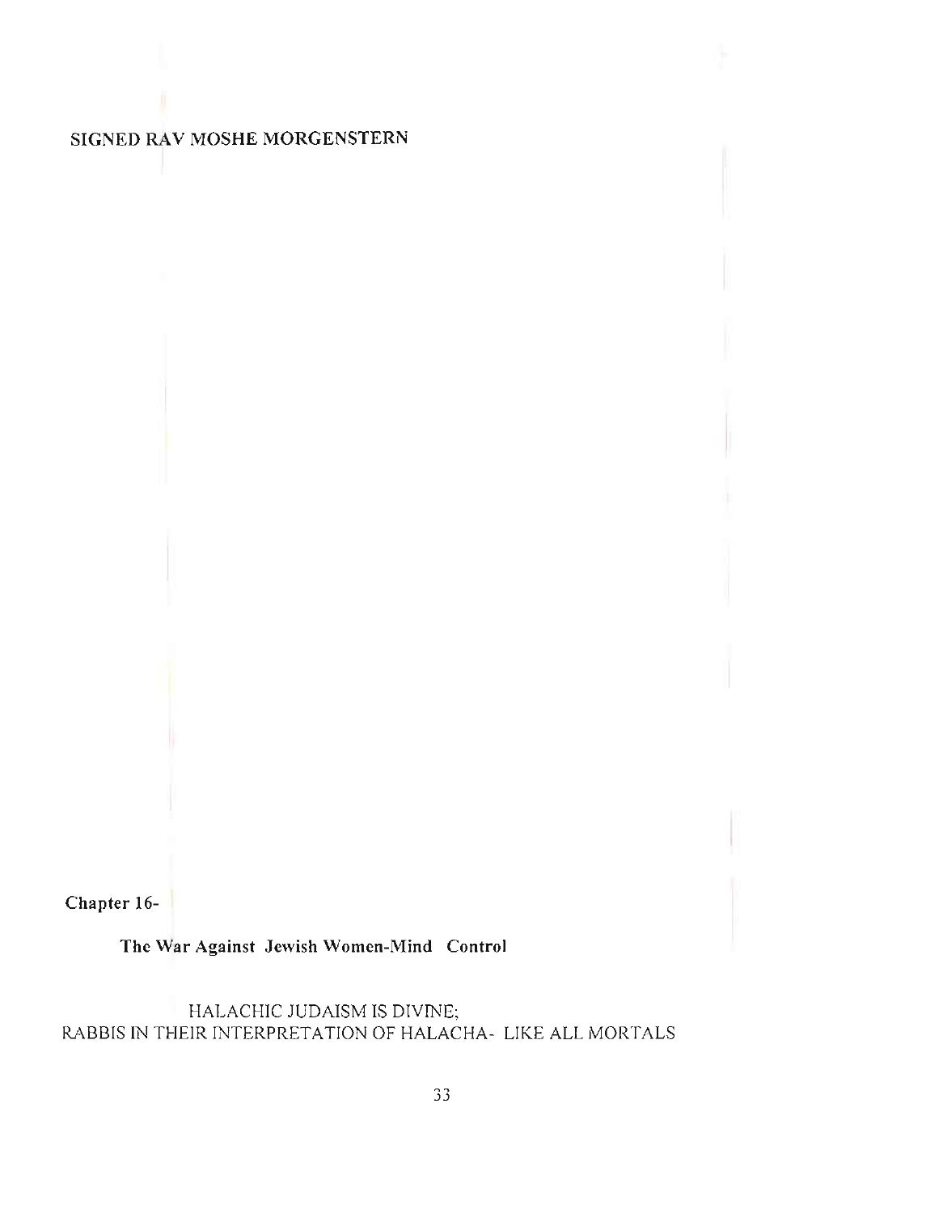**SIGNED RAV MOSHE MORGENSTERN**

**Chapter 16-**

## The War Against Jewish Women-Mind Control

HALACHIC JUDAISM IS DIVINE;
RABBIS IN THEIR INTERPRETATION OF HALACHA- LIKE ALL MORTALS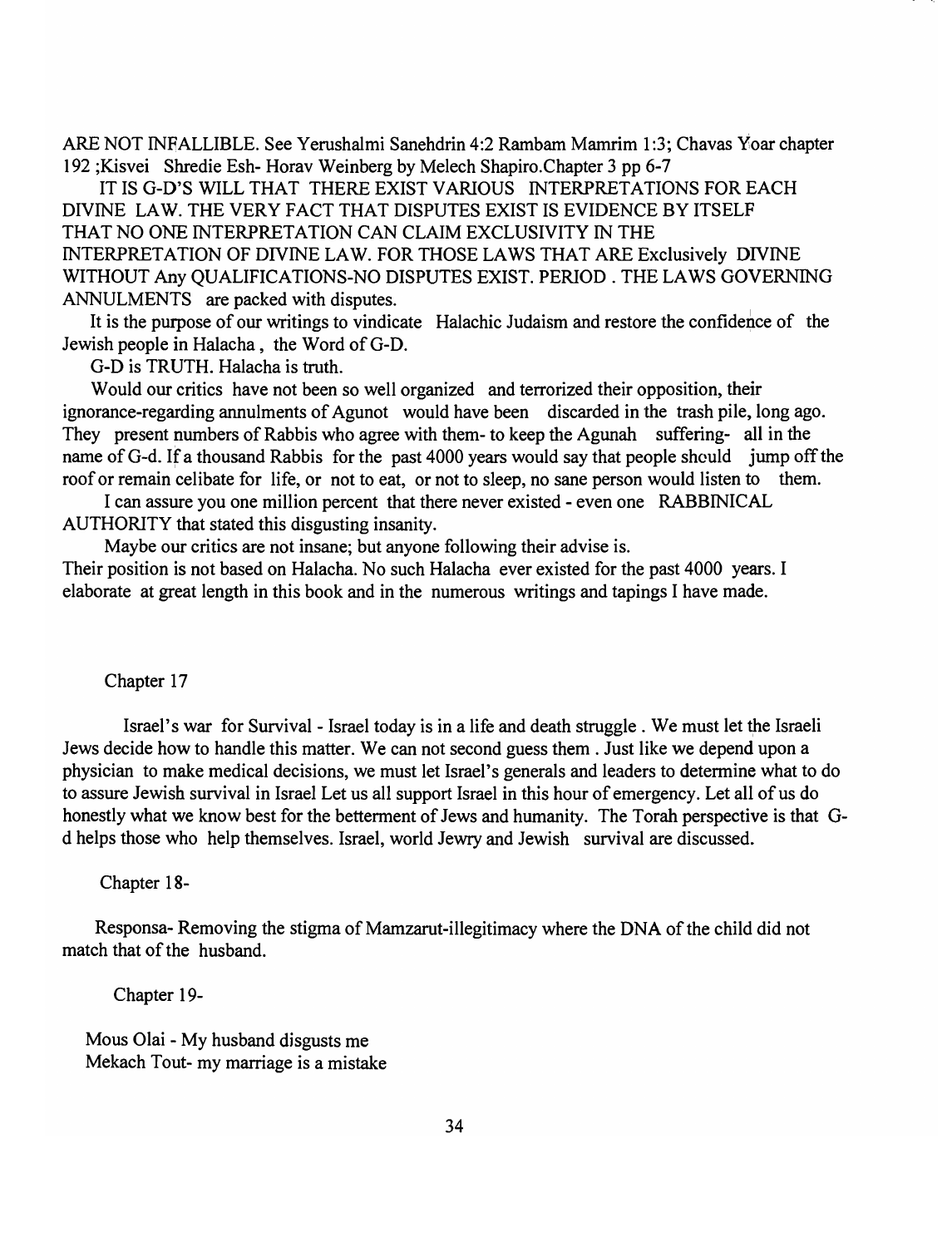ARE NOT INFALLIBLE. See Yerushalmi Sanehdrin 4:2 Rambam Mamrim 1:3; Chavas Yoar chapter 192 ;Kisvei Shredie Esh- Horav Weinberg by Melech Shapiro.Chapter 3 pp 6-7

IT IS G-D'S WILL THAT THERE EXIST VARIOUS INTERPRETATIONS FOR EACH DIVINE LAW. THE VERY FACT THAT DISPUTES EXIST IS EVIDENCE BY ITSELF THAT NO ONE INTERPRETATION CAN CLAIM EXCLUSIVITY IN THE INTERPRETATION OF DIVINE LAW. FOR THOSE LAWS THAT ARE Exclusively DIVINE WITHOUT Any QUALIFICATIONS-NO DISPUTES EXIST. PERIOD . THE LAWS GOVERNING ANNULMENTS are packed with disputes.

It is the purpose of our writings to vindicate Halachic Judaism and restore the confidence of the Jewish people in Halacha , the Word of G-D.

G-D is TRUTH. Halacha is truth.

Would our critics have not been so well organized and terrorized their opposition, their ignorance-regarding annulments of Agunot would have been discarded in the trash pile, long ago. They present numbers of Rabbis who agree with them- to keep the Agunah suffering- all in the name of G-d. If a thousand Rabbis for the past 4000 years would say that people should jump off the roof or remain celibate for life, or not to eat, or not to sleep, no sane person would listen to them.

I can assure you one million percent that there never existed - even one RABBINICAL AUTHORITY that stated this disgusting insanity.

Maybe our critics are not insane; but anyone following their advise is.
Their position is not based on Halacha. No such Halacha ever existed for the past 4000 years. I elaborate at great length in this book and in the numerous writings and tapings I have made.

## Chapter 17

Israel's war for Survival - Israel today is in a life and death struggle . We must let the Israeli Jews decide how to handle this matter. We can not second guess them . Just like we depend upon a physician to make medical decisions, we must let Israel's generals and leaders to determine what to do to assure Jewish survival in Israel Let us all support Israel in this hour of emergency. Let all of us do honestly what we know best for the betterment of Jews and humanity. The Torah perspective is that G-d helps those who help themselves. Israel, world Jewry and Jewish survival are discussed.

## Chapter 18-

Responsa- Removing the stigma of Mamzarut-illegitimacy where the DNA of the child did not match that of the husband.

## Chapter 19-

Mous Olai - My husband disgusts me
Mekach Tout- my marriage is a mistake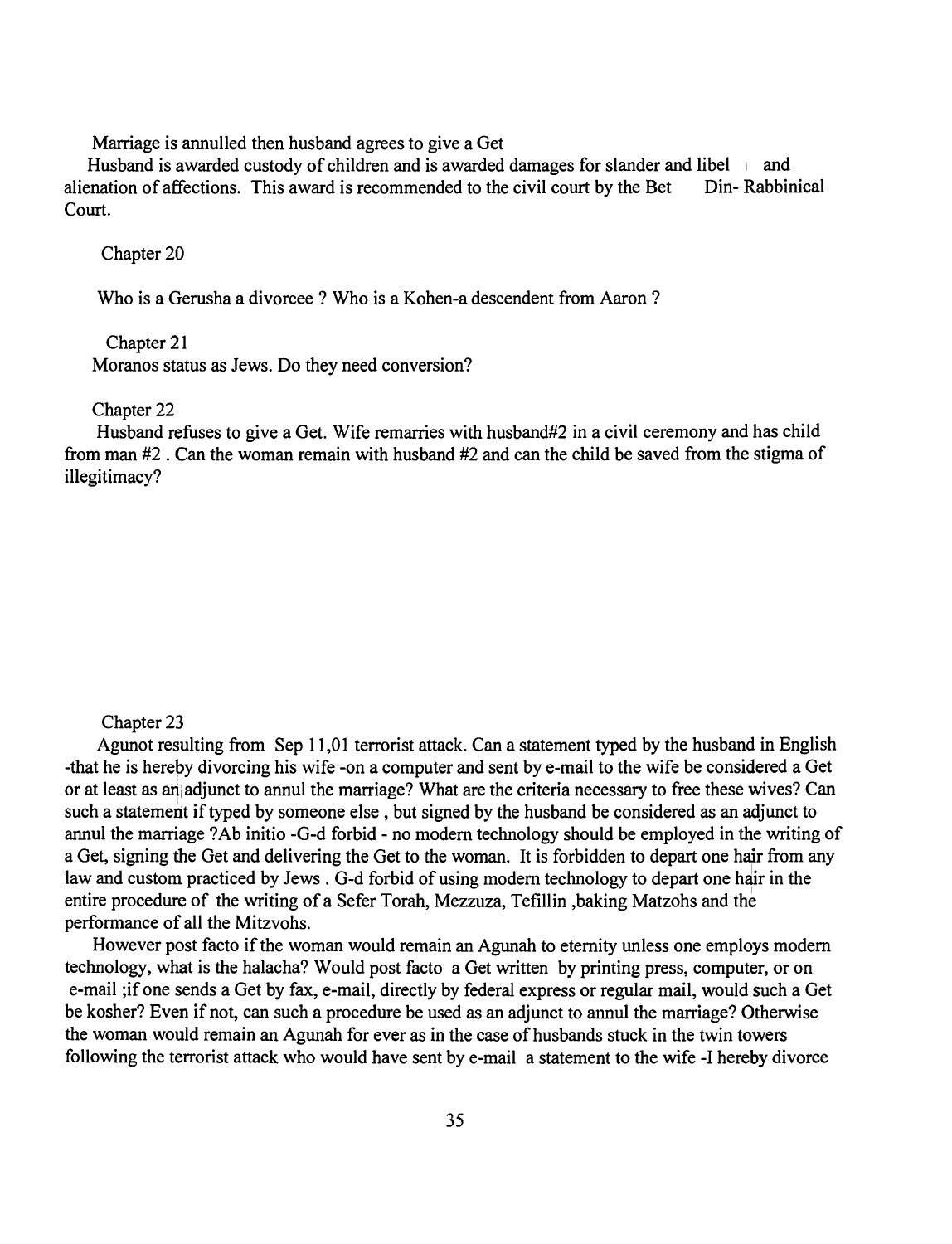Marriage is annulled then husband agrees to give a Get

Husband is awarded custody of children and is awarded damages for slander and libel and alienation of affections. This award is recommended to the civil court by the Bet Din- Rabbinical Court.

## Chapter 20

Who is a Gerusha a divorcee ? Who is a Kohen-a descendent from Aaron ?

## Chapter 21

Moranos status as Jews. Do they need conversion?

## Chapter 22

Husband refuses to give a Get. Wife remarries with husband#2 in a civil ceremony and has child from man #2 . Can the woman remain with husband #2 and can the child be saved from the stigma of illegitimacy?

## Chapter 23

Agunot resulting from Sep 11,01 terrorist attack. Can a statement typed by the husband in English -that he is hereby divorcing his wife -on a computer and sent by e-mail to the wife be considered a Get or at least as an adjunct to annul the marriage? What are the criteria necessary to free these wives? Can such a statement if typed by someone else , but signed by the husband be considered as an adjunct to annul the marriage ?Ab initio -G-d forbid - no modern technology should be employed in the writing of a Get, signing the Get and delivering the Get to the woman. It is forbidden to depart one hair from any law and custom practiced by Jews . G-d forbid of using modern technology to depart one hair in the entire procedure of the writing of a Sefer Torah, Mezzuza, Tefillin ,baking Matzohs and the performance of all the Mitzvohs.

However post facto if the woman would remain an Agunah to eternity unless one employs modern technology, what is the halacha? Would post facto a Get written by printing press, computer, or on e-mail ;if one sends a Get by fax, e-mail, directly by federal express or regular mail, would such a Get be kosher? Even if not, can such a procedure be used as an adjunct to annul the marriage? Otherwise the woman would remain an Agunah for ever as in the case of husbands stuck in the twin towers following the terrorist attack who would have sent by e-mail a statement to the wife -I hereby divorce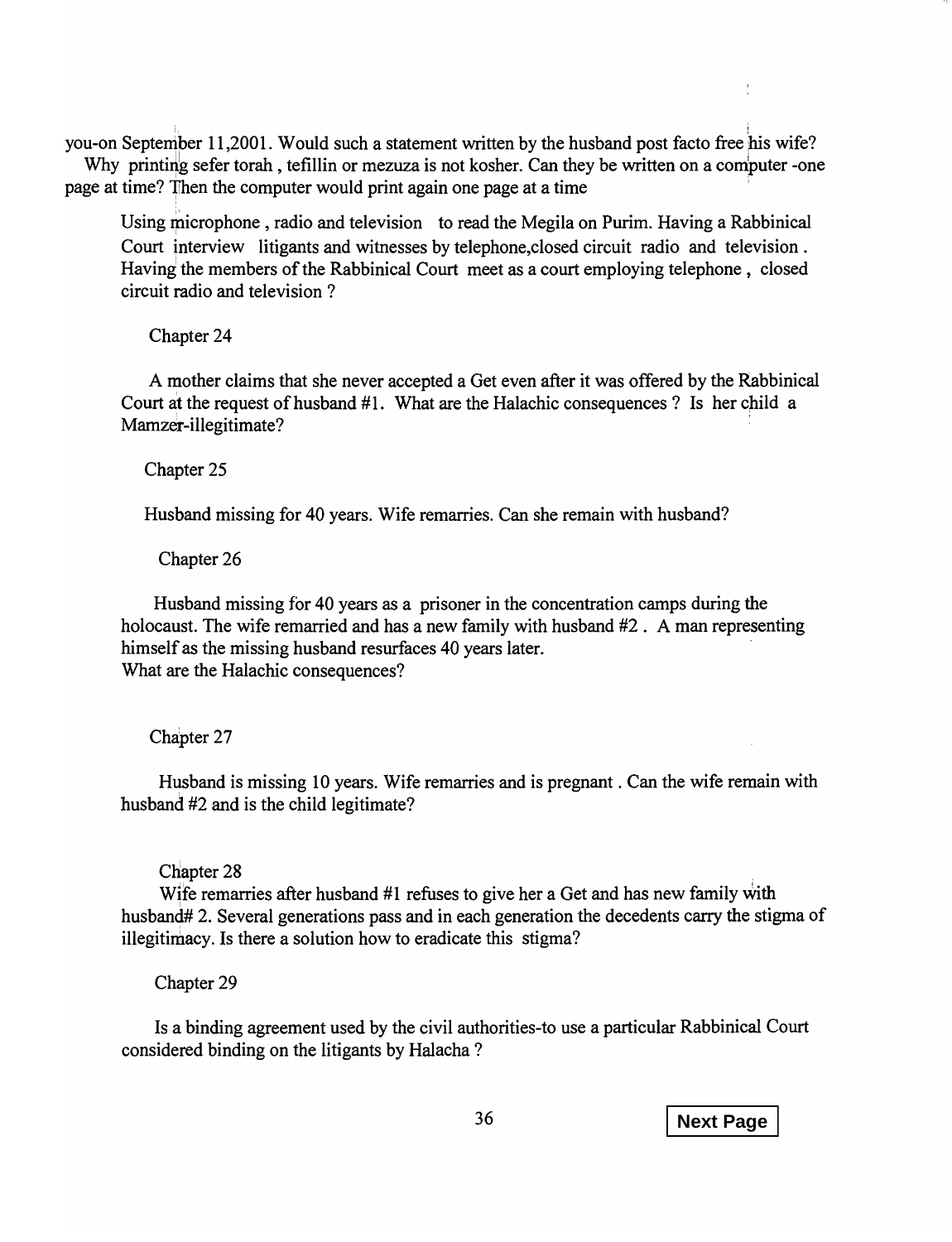you-on September 11,2001. Would such a statement written by the husband post facto free his wife?
Why printing sefer torah , tefillin or mezuza is not kosher. Can they be written on a computer -one page at time? Then the computer would print again one page at a time

Using microphone , radio and television to read the Megila on Purim. Having a Rabbinical Court interview litigants and witnesses by telephone,closed circuit radio and television . Having the members of the Rabbinical Court meet as a court employing telephone , closed circuit radio and television ?

Chapter 24

A mother claims that she never accepted a Get even after it was offered by the Rabbinical Court at the request of husband #1. What are the Halachic consequences ? Is her child a Mamzer-illegitimate?

Chapter 25

Husband missing for 40 years. Wife remarries. Can she remain with husband?

Chapter 26

Husband missing for 40 years as a prisoner in the concentration camps during the holocaust. The wife remarried and has a new family with husband #2 . A man representing himself as the missing husband resurfaces 40 years later.
What are the Halachic consequences?

Chapter 27

Husband is missing 10 years. Wife remarries and is pregnant . Can the wife remain with husband #2 and is the child legitimate?

Chapter 28

Wife remarries after husband #1 refuses to give her a Get and has new family with husband# 2. Several generations pass and in each generation the decedents carry the stigma of illegitimacy. Is there a solution how to eradicate this stigma?

Chapter 29

Is a binding agreement used by the civil authorities-to use a particular Rabbinical Court considered binding on the litigants by Halacha ?

**Next Page**